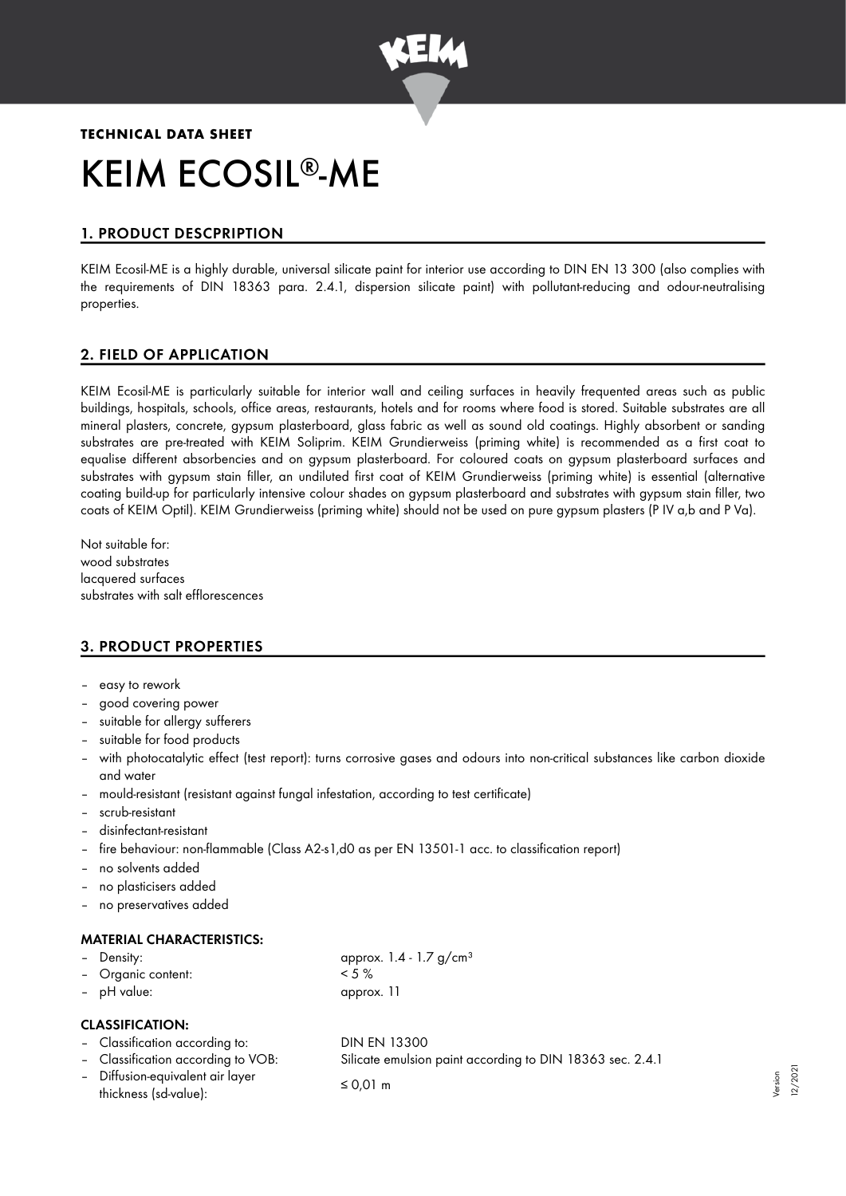**TECHNICAL DATA SHEET**

# KEIM ECOSIL®-ME

## 1. PRODUCT DESCPRIPTION

KEIM Ecosil-ME is a highly durable, universal silicate paint for interior use according to DIN EN 13 300 (also complies with the requirements of DIN 18363 para. 2.4.1, dispersion silicate paint) with pollutant-reducing and odour-neutralising properties.

## 2. FIELD OF APPLICATION

KEIM Ecosil-ME is particularly suitable for interior wall and ceiling surfaces in heavily frequented areas such as public buildings, hospitals, schools, office areas, restaurants, hotels and for rooms where food is stored. Suitable substrates are all mineral plasters, concrete, gypsum plasterboard, glass fabric as well as sound old coatings. Highly absorbent or sanding substrates are pre-treated with KEIM Soliprim. KEIM Grundierweiss (priming white) is recommended as a first coat to equalise different absorbencies and on gypsum plasterboard. For coloured coats on gypsum plasterboard surfaces and substrates with gypsum stain filler, an undiluted first coat of KEIM Grundierweiss (priming white) is essential (alternative coating build-up for particularly intensive colour shades on gypsum plasterboard and substrates with gypsum stain filler, two coats of KEIM Optil). KEIM Grundierweiss (priming white) should not be used on pure gypsum plasters (P IV a,b and P Va).

Not suitable for:
wood substrates
lacquered surfaces
substrates with salt efflorescences

## 3. PRODUCT PROPERTIES

- easy to rework
- good covering power
- suitable for allergy sufferers
- suitable for food products
- with photocatalytic effect (test report): turns corrosive gases and odours into non-critical substances like carbon dioxide and water
- mould-resistant (resistant against fungal infestation, according to test certificate)
- scrub-resistant
- disinfectant-resistant
- fire behaviour: non-flammable (Class A2-s1,d0 as per EN 13501-1 acc. to classification report)
- no solvents added
- no plasticisers added
- no preservatives added

### MATERIAL CHARACTERISTICS:

| | |
|---|---|
| – Density: | approx. 1.4 - 1.7 g/cm³ |
| – Organic content: | < 5 % |
| – pH value: | approx. 11 |

### CLASSIFICATION:

| | |
|---|---|
| – Classification according to: | DIN EN 13300 |
| – Classification according to VOB: | Silicate emulsion paint according to DIN 18363 sec. 2.4.1 |
| – Diffusion-equivalent air layer thickness (sd-value): | ≤ 0,01 m |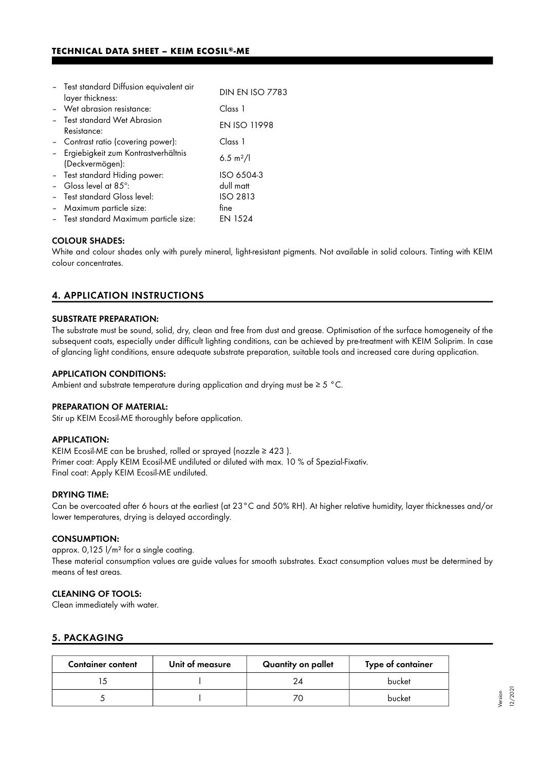- Test standard Diffusion equivalent air layer thickness: DIN EN ISO 7783
- Wet abrasion resistance: Class 1
- Test standard Wet Abrasion Resistance: EN ISO 11998
- Contrast ratio (covering power): Class 1
- Ergiebigkeit zum Kontrastverhältnis (Deckvermögen): 6.5 m²/l
- Test standard Hiding power: ISO 6504-3
- Gloss level at 85°: dull matt
- Test standard Gloss level: ISO 2813
- Maximum particle size: fine
- Test standard Maximum particle size: EN 1524

#### COLOUR SHADES:

White and colour shades only with purely mineral, light-resistant pigments. Not available in solid colours. Tinting with KEIM colour concentrates.

## 4. APPLICATION INSTRUCTIONS

#### SUBSTRATE PREPARATION:

The substrate must be sound, solid, dry, clean and free from dust and grease. Optimisation of the surface homogeneity of the subsequent coats, especially under difficult lighting conditions, can be achieved by pre-treatment with KEIM Soliprim. In case of glancing light conditions, ensure adequate substrate preparation, suitable tools and increased care during application.

#### APPLICATION CONDITIONS:

Ambient and substrate temperature during application and drying must be ≥ 5 °C.

#### PREPARATION OF MATERIAL:

Stir up KEIM Ecosil-ME thoroughly before application.

#### APPLICATION:

KEIM Ecosil-ME can be brushed, rolled or sprayed (nozzle ≥ 423 ).
Primer coat: Apply KEIM Ecosil-ME undiluted or diluted with max. 10 % of Spezial-Fixativ.
Final coat: Apply KEIM Ecosil-ME undiluted.

#### DRYING TIME:

Can be overcoated after 6 hours at the earliest (at 23 °C and 50% RH). At higher relative humidity, layer thicknesses and/or lower temperatures, drying is delayed accordingly.

#### CONSUMPTION:

approx. 0,125 l/m² for a single coating.
These material consumption values are guide values for smooth substrates. Exact consumption values must be determined by means of test areas.

#### CLEANING OF TOOLS:

Clean immediately with water.

## 5. PACKAGING

| Container content | Unit of measure | Quantity on pallet | Type of container |
|---|---|---|---|
| 15 | l | 24 | bucket |
| 5 | l | 70 | bucket |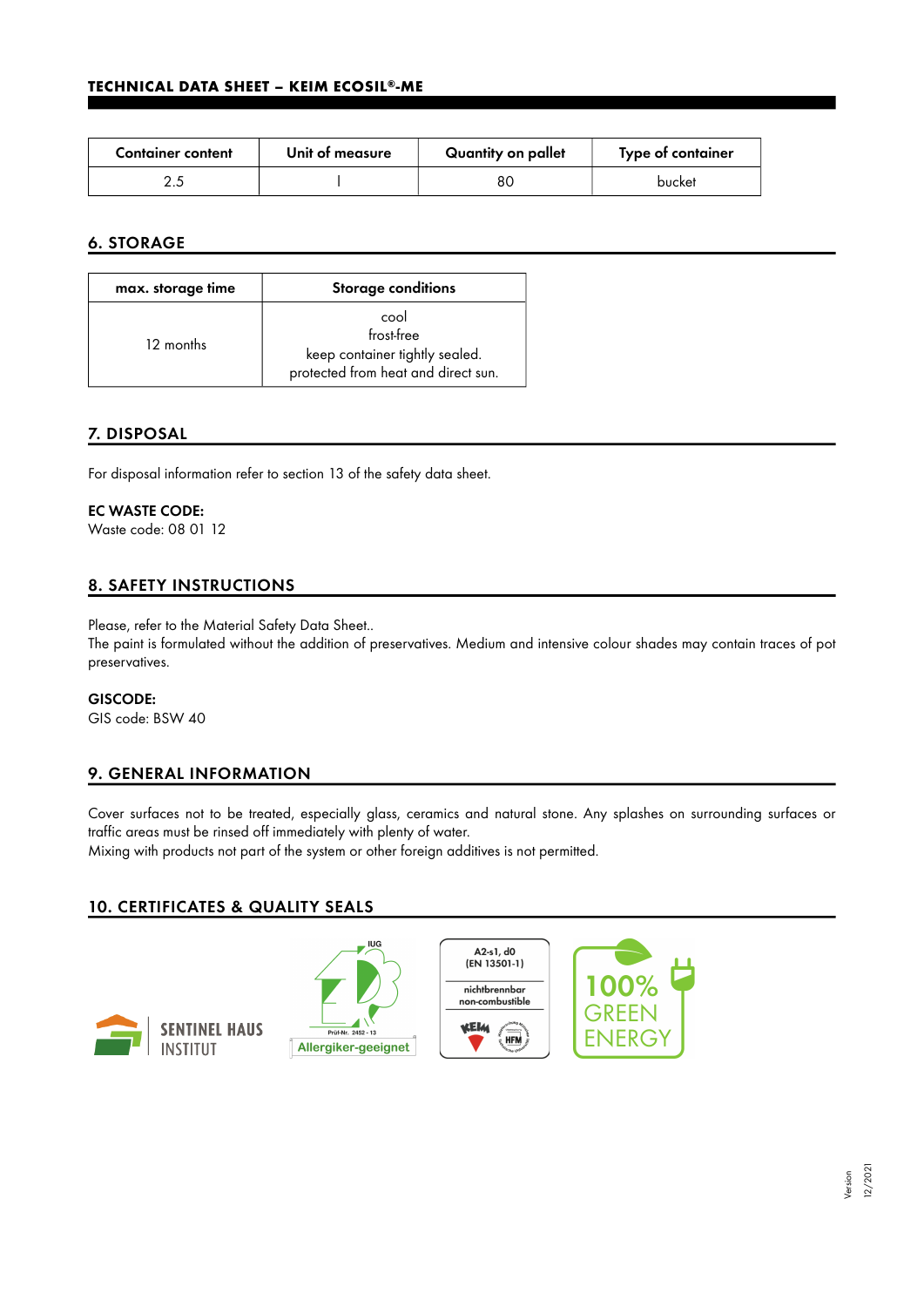# TECHNICAL DATA SHEET – KEIM ECOSIL®-ME

| Container content | Unit of measure | Quantity on pallet | Type of container |
|---|---|---|---|
| 2.5 | l | 80 | bucket |

## 6. STORAGE

| max. storage time | Storage conditions |
|---|---|
| 12 months | cool<br>frost-free<br>keep container tightly sealed.<br>protected from heat and direct sun. |

## 7. DISPOSAL

For disposal information refer to section 13 of the safety data sheet.

**EC WASTE CODE:**
Waste code: 08 01 12

## 8. SAFETY INSTRUCTIONS

Please, refer to the Material Safety Data Sheet..
The paint is formulated without the addition of preservatives. Medium and intensive colour shades may contain traces of pot preservatives.

**GISCODE:**
GIS code: BSW 40

## 9. GENERAL INFORMATION

Cover surfaces not to be treated, especially glass, ceramics and natural stone. Any splashes on surrounding surfaces or traffic areas must be rinsed off immediately with plenty of water.
Mixing with products not part of the system or other foreign additives is not permitted.

## 10. CERTIFICATES & QUALITY SEALS

SENTINEL HAUS INSTITUT

IUG Prüf-Nr. 2452 - 13 Allergiker-geeignet

A2-s1, d0 (EN 13501-1) nichtbrennbar non-combustible

100% GREEN ENERGY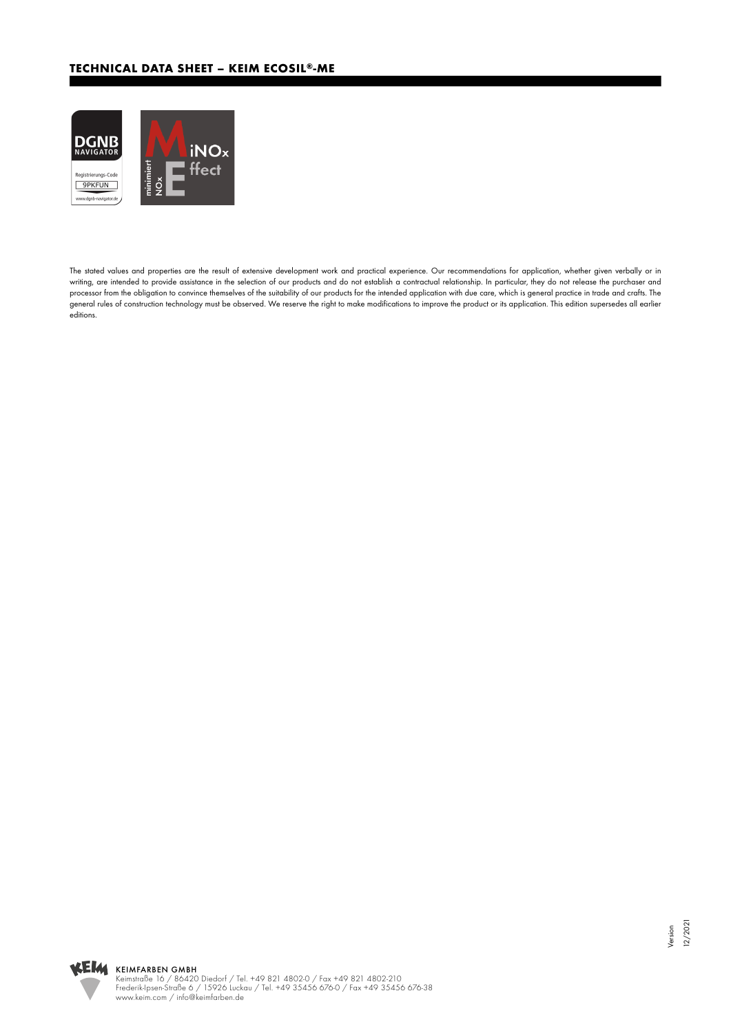The stated values and properties are the result of extensive development work and practical experience. Our recommendations for application, whether given verbally or in writing, are intended to provide assistance in the selection of our products and do not establish a contractual relationship. In particular, they do not release the purchaser and processor from the obligation to convince themselves of the suitability of our products for the intended application with due care, which is general practice in trade and crafts. The general rules of construction technology must be observed. We reserve the right to make modifications to improve the product or its application. This edition supersedes all earlier editions.

**KEIMFARBEN GMBH**
Keimstraße 16 / 86420 Diedorf / Tel. +49 821 4802-0 / Fax +49 821 4802-210
Frederik-Ipsen-Straße 6 / 15926 Luckau / Tel. +49 35456 676-0 / Fax +49 35456 676-38
www.keim.com / info@keimfarben.de

Version 12/2021